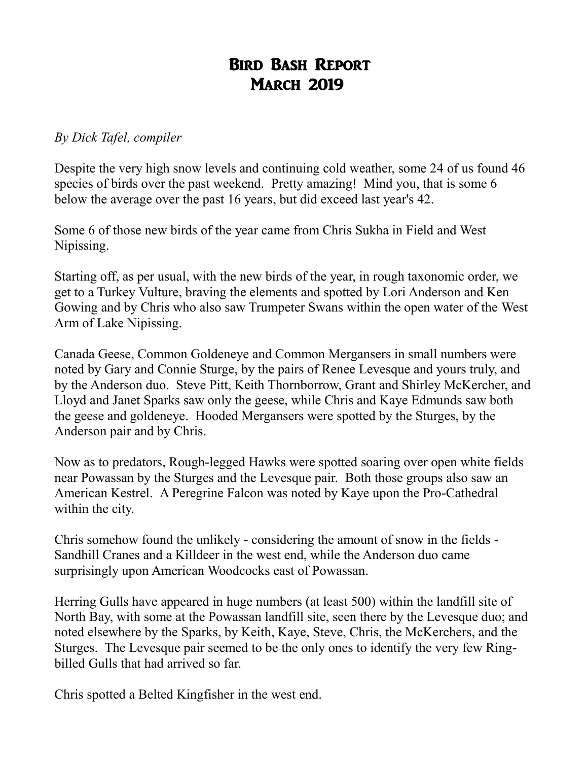# Bird Bash Report
# March 2019

*By Dick Tafel, compiler*

Despite the very high snow levels and continuing cold weather, some 24 of us found 46 species of birds over the past weekend. Pretty amazing! Mind you, that is some 6 below the average over the past 16 years, but did exceed last year's 42.

Some 6 of those new birds of the year came from Chris Sukha in Field and West Nipissing.

Starting off, as per usual, with the new birds of the year, in rough taxonomic order, we get to a Turkey Vulture, braving the elements and spotted by Lori Anderson and Ken Gowing and by Chris who also saw Trumpeter Swans within the open water of the West Arm of Lake Nipissing.

Canada Geese, Common Goldeneye and Common Mergansers in small numbers were noted by Gary and Connie Sturge, by the pairs of Renee Levesque and yours truly, and by the Anderson duo. Steve Pitt, Keith Thornborrow, Grant and Shirley McKercher, and Lloyd and Janet Sparks saw only the geese, while Chris and Kaye Edmunds saw both the geese and goldeneye. Hooded Mergansers were spotted by the Sturges, by the Anderson pair and by Chris.

Now as to predators, Rough-legged Hawks were spotted soaring over open white fields near Powassan by the Sturges and the Levesque pair. Both those groups also saw an American Kestrel. A Peregrine Falcon was noted by Kaye upon the Pro-Cathedral within the city.

Chris somehow found the unlikely - considering the amount of snow in the fields - Sandhill Cranes and a Killdeer in the west end, while the Anderson duo came surprisingly upon American Woodcocks east of Powassan.

Herring Gulls have appeared in huge numbers (at least 500) within the landfill site of North Bay, with some at the Powassan landfill site, seen there by the Levesque duo; and noted elsewhere by the Sparks, by Keith, Kaye, Steve, Chris, the McKerchers, and the Sturges. The Levesque pair seemed to be the only ones to identify the very few Ring-billed Gulls that had arrived so far.

Chris spotted a Belted Kingfisher in the west end.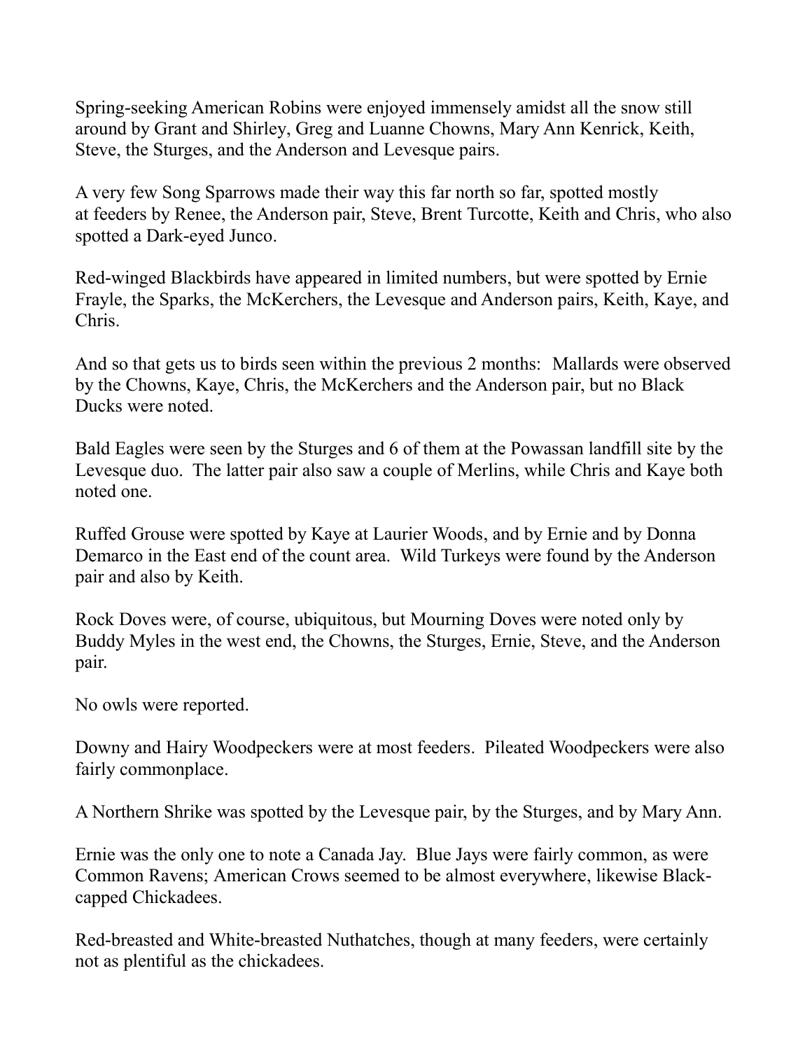Spring-seeking American Robins were enjoyed immensely amidst all the snow still around by Grant and Shirley, Greg and Luanne Chowns, Mary Ann Kenrick, Keith, Steve, the Sturges, and the Anderson and Levesque pairs.

A very few Song Sparrows made their way this far north so far, spotted mostly at feeders by Renee, the Anderson pair, Steve, Brent Turcotte, Keith and Chris, who also spotted a Dark-eyed Junco.

Red-winged Blackbirds have appeared in limited numbers, but were spotted by Ernie Frayle, the Sparks, the McKerchers, the Levesque and Anderson pairs, Keith, Kaye, and Chris.

And so that gets us to birds seen within the previous 2 months:  Mallards were observed by the Chowns, Kaye, Chris, the McKerchers and the Anderson pair, but no Black Ducks were noted.

Bald Eagles were seen by the Sturges and 6 of them at the Powassan landfill site by the Levesque duo.  The latter pair also saw a couple of Merlins, while Chris and Kaye both noted one.

Ruffed Grouse were spotted by Kaye at Laurier Woods, and by Ernie and by Donna Demarco in the East end of the count area.  Wild Turkeys were found by the Anderson pair and also by Keith.

Rock Doves were, of course, ubiquitous, but Mourning Doves were noted only by Buddy Myles in the west end, the Chowns, the Sturges, Ernie, Steve, and the Anderson pair.

No owls were reported.

Downy and Hairy Woodpeckers were at most feeders.  Pileated Woodpeckers were also fairly commonplace.

A Northern Shrike was spotted by the Levesque pair, by the Sturges, and by Mary Ann.

Ernie was the only one to note a Canada Jay.  Blue Jays were fairly common, as were Common Ravens; American Crows seemed to be almost everywhere, likewise Black-capped Chickadees.

Red-breasted and White-breasted Nuthatches, though at many feeders, were certainly not as plentiful as the chickadees.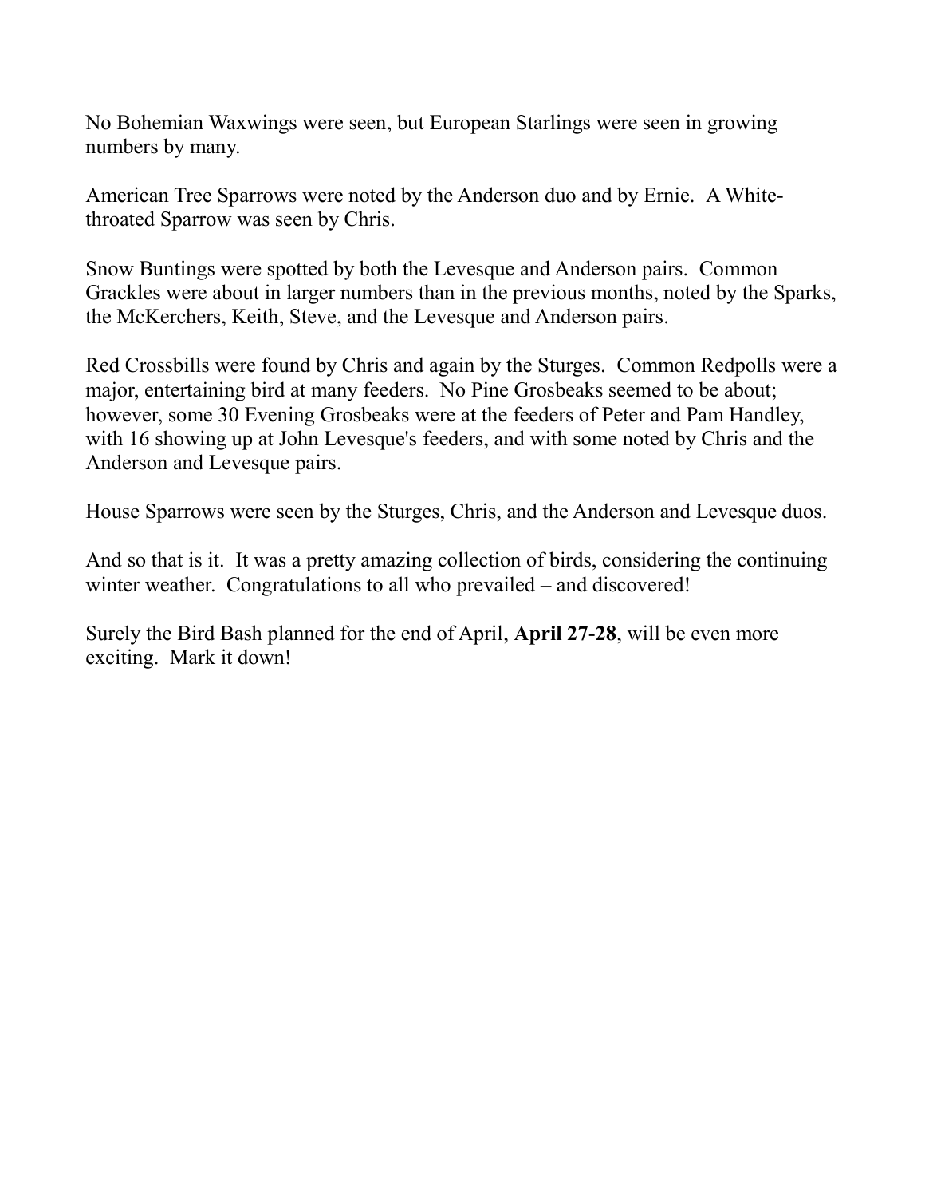No Bohemian Waxwings were seen, but European Starlings were seen in growing numbers by many.

American Tree Sparrows were noted by the Anderson duo and by Ernie. A White-throated Sparrow was seen by Chris.

Snow Buntings were spotted by both the Levesque and Anderson pairs. Common Grackles were about in larger numbers than in the previous months, noted by the Sparks, the McKerchers, Keith, Steve, and the Levesque and Anderson pairs.

Red Crossbills were found by Chris and again by the Sturges. Common Redpolls were a major, entertaining bird at many feeders. No Pine Grosbeaks seemed to be about; however, some 30 Evening Grosbeaks were at the feeders of Peter and Pam Handley, with 16 showing up at John Levesque's feeders, and with some noted by Chris and the Anderson and Levesque pairs.

House Sparrows were seen by the Sturges, Chris, and the Anderson and Levesque duos.

And so that is it. It was a pretty amazing collection of birds, considering the continuing winter weather. Congratulations to all who prevailed – and discovered!

Surely the Bird Bash planned for the end of April, **April 27-28**, will be even more exciting. Mark it down!